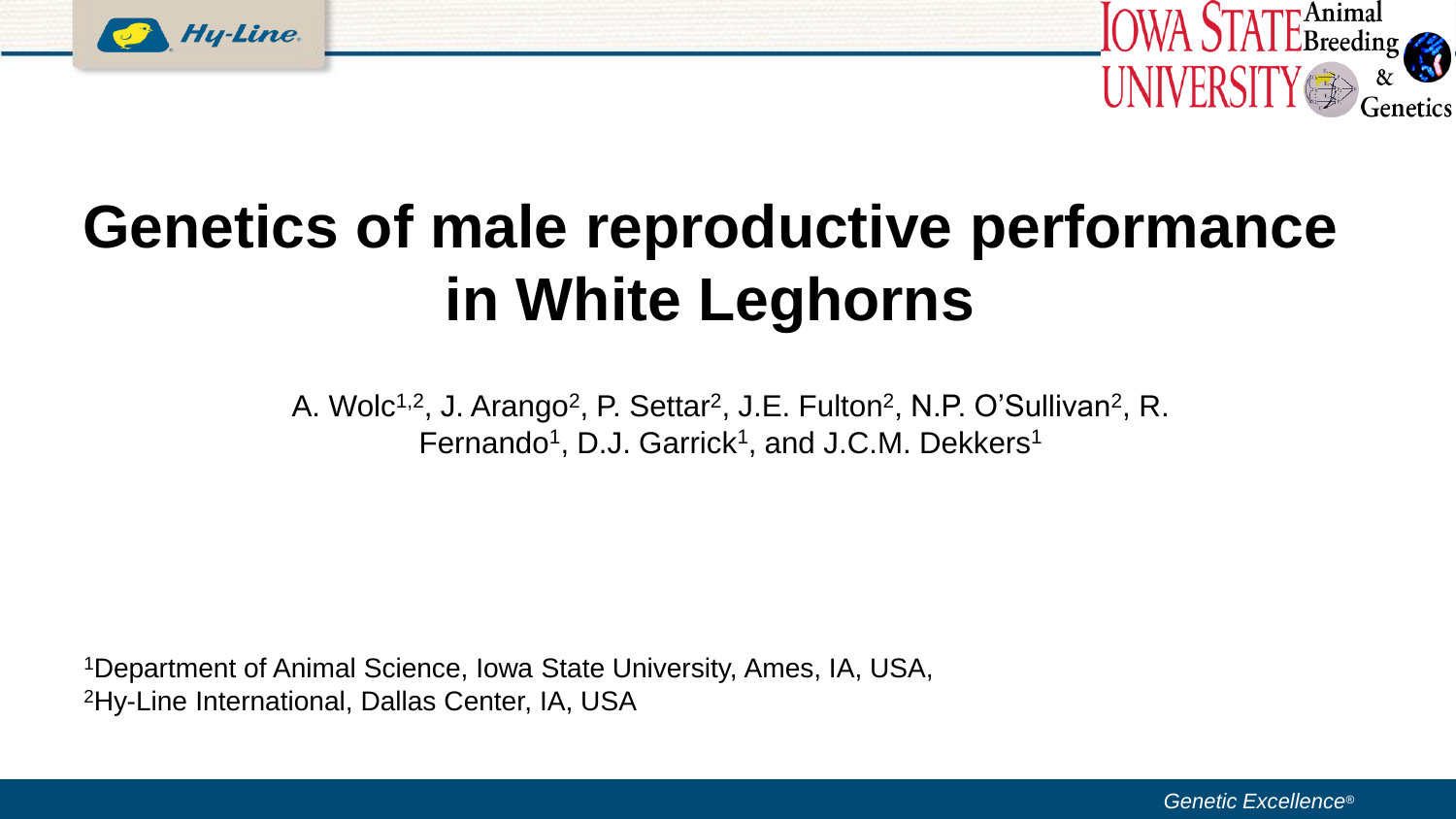# Genetics of male reproductive performance in White Leghorns

A. Wolc[1,2], J. Arango[2], P. Settar[2], J.E. Fulton[2], N.P. O'Sullivan[2], R. Fernando[1], D.J. Garrick[1], and J.C.M. Dekkers[1]

[1]Department of Animal Science, Iowa State University, Ames, IA, USA,
[2]Hy-Line International, Dallas Center, IA, USA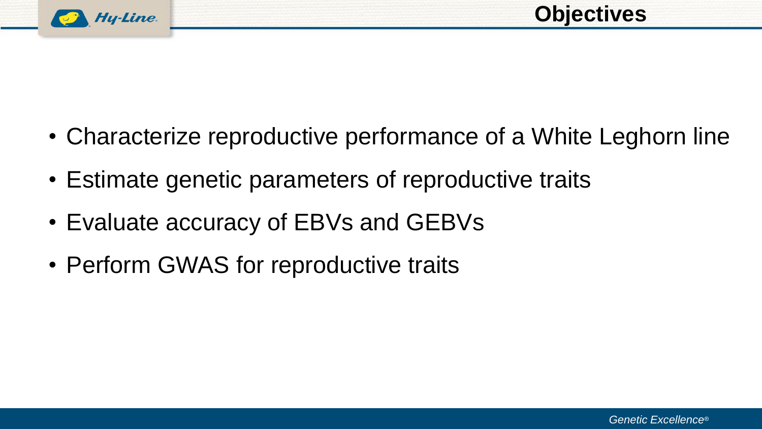# Objectives

- Characterize reproductive performance of a White Leghorn line
- Estimate genetic parameters of reproductive traits
- Evaluate accuracy of EBVs and GEBVs
- Perform GWAS for reproductive traits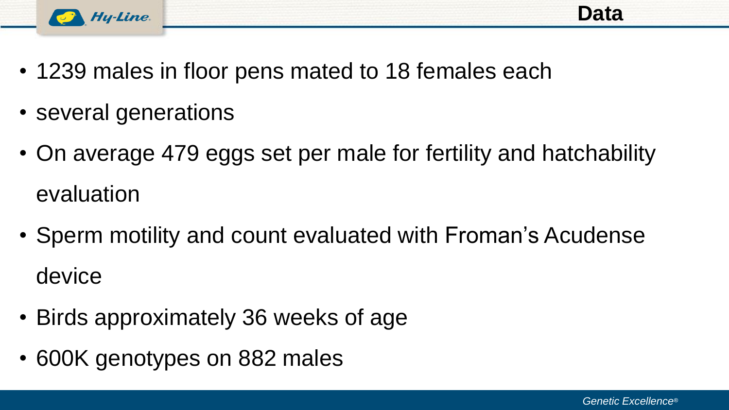# Data

- 1239 males in floor pens mated to 18 females each
- several generations
- On average 479 eggs set per male for fertility and hatchability evaluation
- Sperm motility and count evaluated with Froman's Acudense device
- Birds approximately 36 weeks of age
- 600K genotypes on 882 males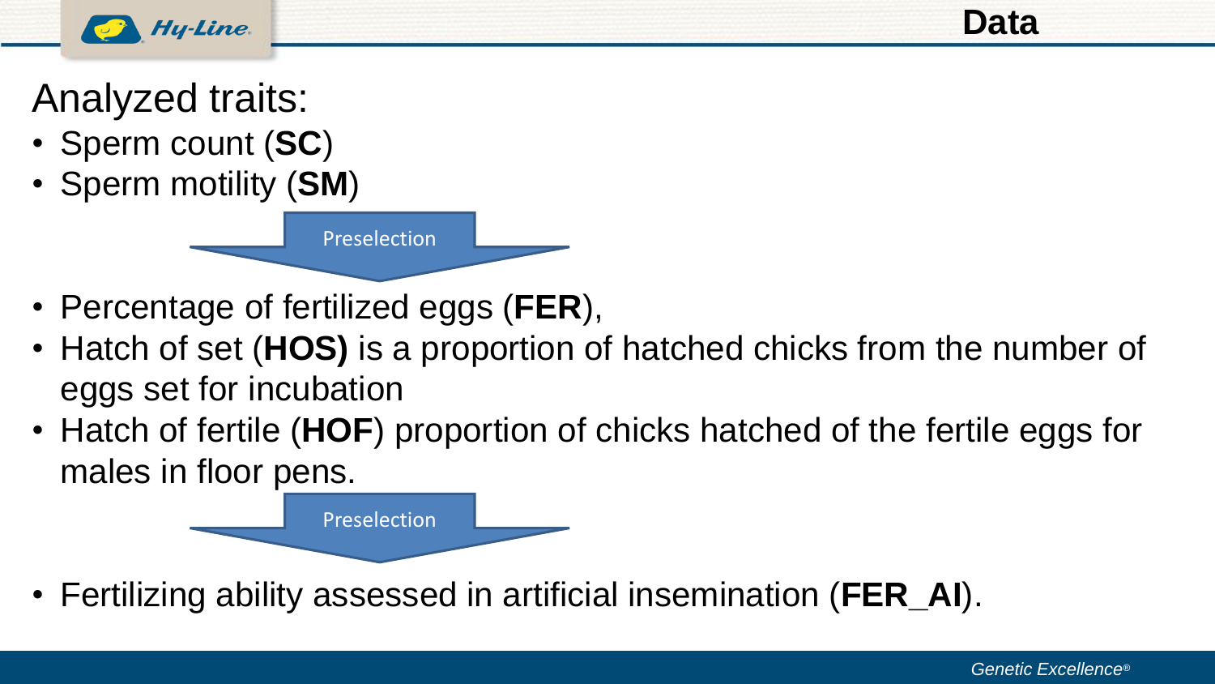# Data

Analyzed traits:

- Sperm count (**SC**)
- Sperm motility (**SM**)

Preselection

- Percentage of fertilized eggs (**FER**),
- Hatch of set (**HOS)** is a proportion of hatched chicks from the number of eggs set for incubation
- Hatch of fertile (**HOF**) proportion of chicks hatched of the fertile eggs for males in floor pens.

Preselection

- Fertilizing ability assessed in artificial insemination (**FER_AI**).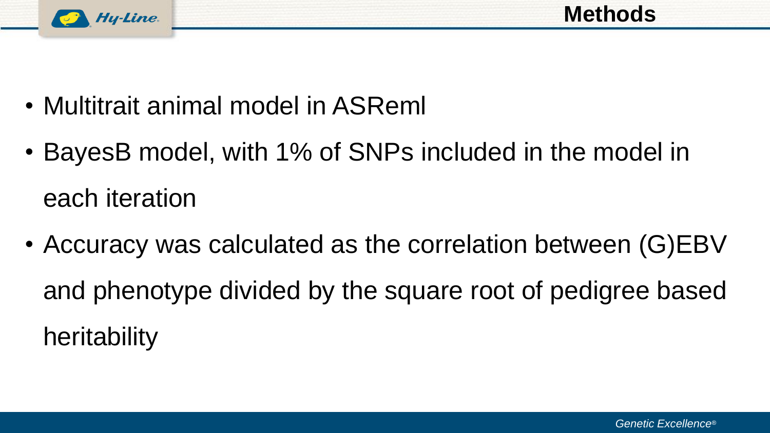# Methods

- Multitrait animal model in ASReml
- BayesB model, with 1% of SNPs included in the model in each iteration
- Accuracy was calculated as the correlation between (G)EBV and phenotype divided by the square root of pedigree based heritability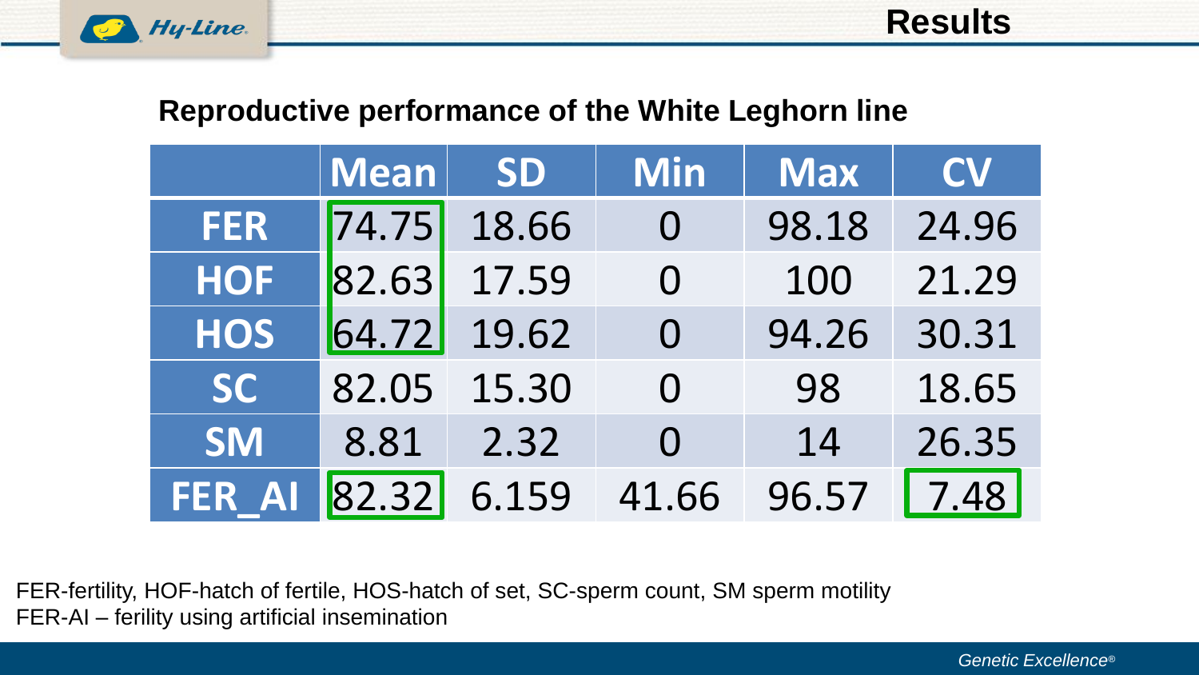# Results

## Reproductive performance of the White Leghorn line

| | Mean | SD | Min | Max | CV |
|---|---|---|---|---|---|
| FER | 74.75 | 18.66 | 0 | 98.18 | 24.96 |
| HOF | 82.63 | 17.59 | 0 | 100 | 21.29 |
| HOS | 64.72 | 19.62 | 0 | 94.26 | 30.31 |
| SC | 82.05 | 15.30 | 0 | 98 | 18.65 |
| SM | 8.81 | 2.32 | 0 | 14 | 26.35 |
| FER_AI | 82.32 | 6.159 | 41.66 | 96.57 | 7.48 |

FER-fertility, HOF-hatch of fertile, HOS-hatch of set, SC-sperm count, SM sperm motility
FER-AI – ferility using artificial insemination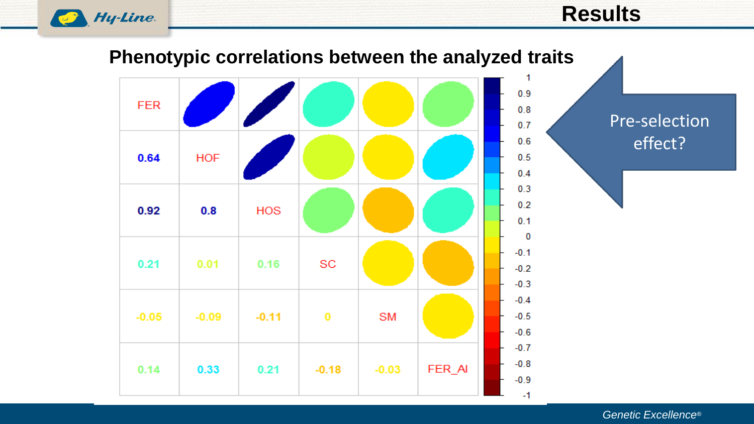# Results

## Phenotypic correlations between the analyzed traits

| FER | | | | | |
|---|---|---|---|---|---|
| 0.64 | HOF | | | | |
| 0.92 | 0.8 | HOS | | | |
| 0.21 | 0.01 | 0.16 | SC | | |
| -0.05 | -0.09 | -0.11 | 0 | SM | |
| 0.14 | 0.33 | 0.21 | -0.18 | -0.03 | FER_AI |

Pre-selection effect?

*Genetic Excellence®*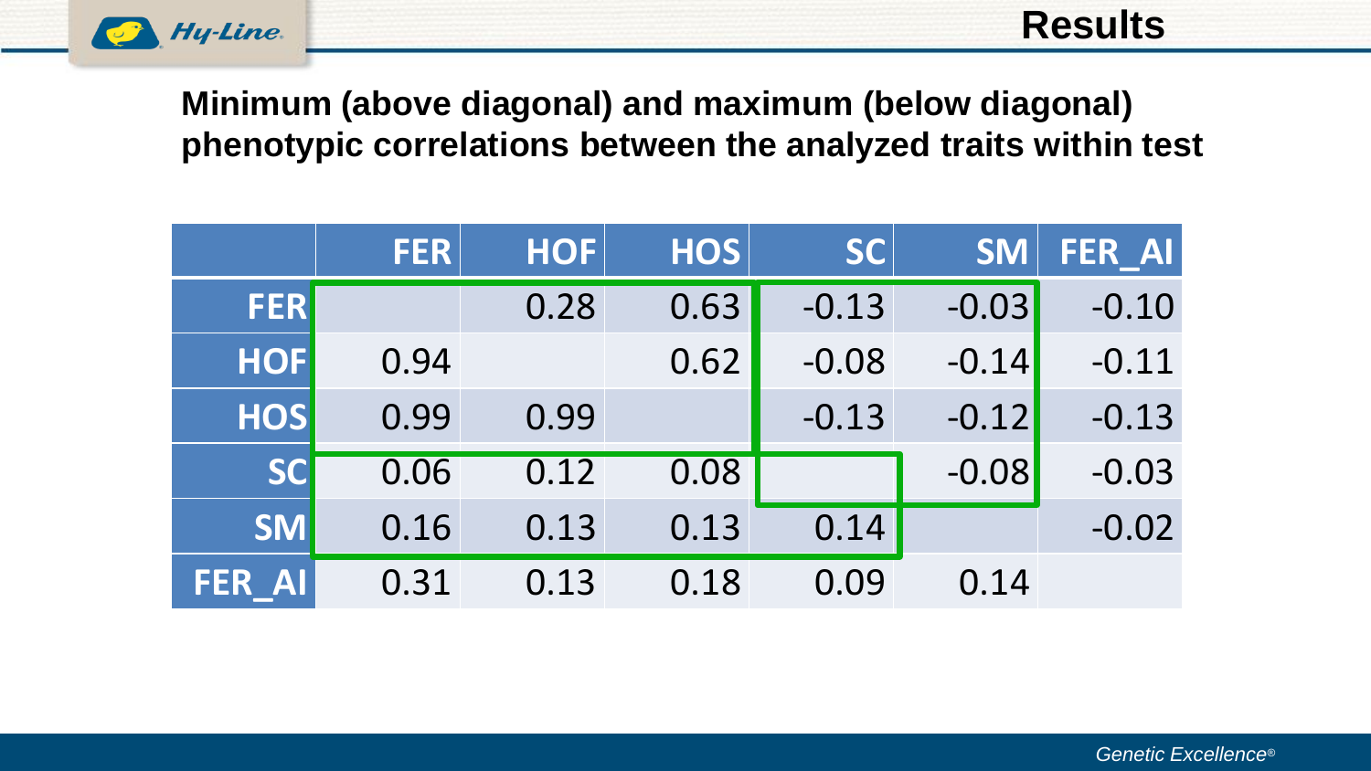## Results

**Minimum (above diagonal) and maximum (below diagonal) phenotypic correlations between the analyzed traits within test**

| | FER | HOF | HOS | SC | SM | FER_AI |
|---|---|---|---|---|---|---|
| FER | | 0.28 | 0.63 | -0.13 | -0.03 | -0.10 |
| HOF | 0.94 | | 0.62 | -0.08 | -0.14 | -0.11 |
| HOS | 0.99 | 0.99 | | -0.13 | -0.12 | -0.13 |
| SC | 0.06 | 0.12 | 0.08 | | -0.08 | -0.03 |
| SM | 0.16 | 0.13 | 0.13 | 0.14 | | -0.02 |
| FER_AI | 0.31 | 0.13 | 0.18 | 0.09 | 0.14 | |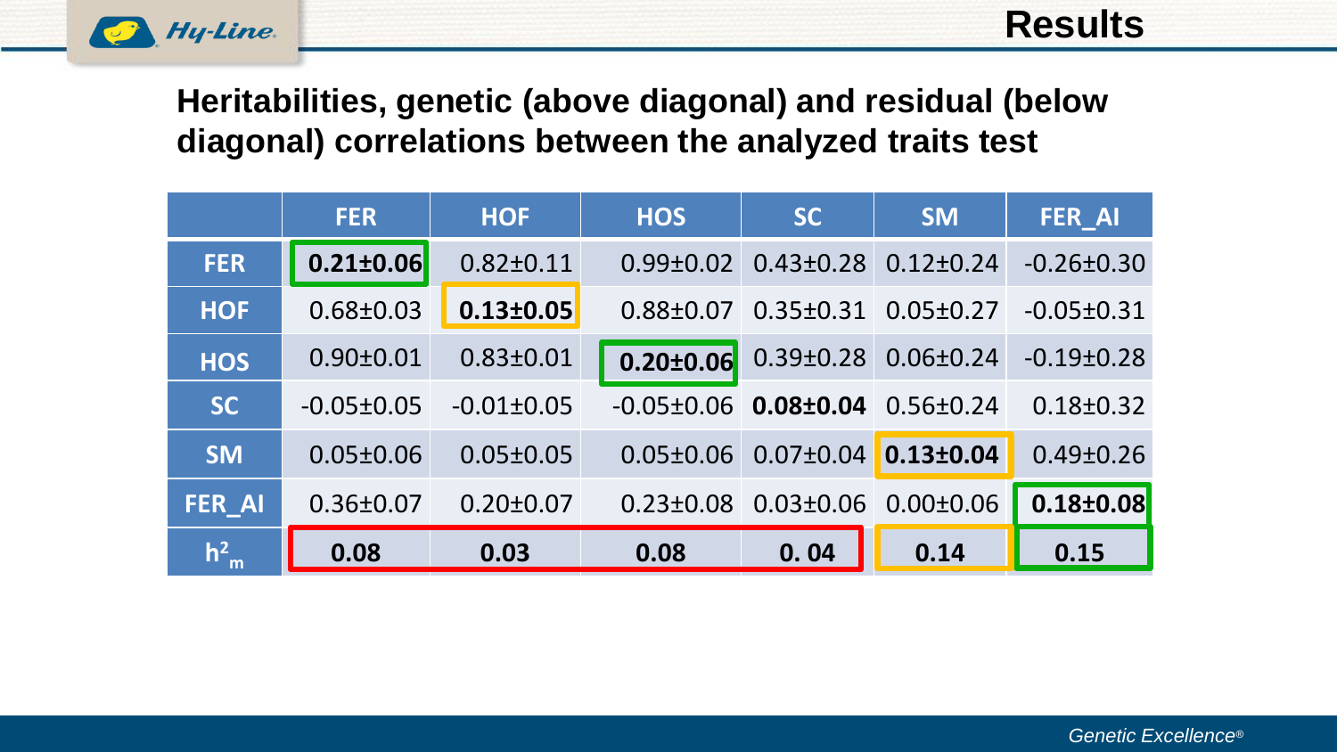# Results

## Heritabilities, genetic (above diagonal) and residual (below diagonal) correlations between the analyzed traits test

| | FER | HOF | HOS | SC | SM | FER_AI |
|---|---|---|---|---|---|---|
| **FER** | **0.21±0.06** | 0.82±0.11 | 0.99±0.02 | 0.43±0.28 | 0.12±0.24 | -0.26±0.30 |
| **HOF** | 0.68±0.03 | **0.13±0.05** | 0.88±0.07 | 0.35±0.31 | 0.05±0.27 | -0.05±0.31 |
| **HOS** | 0.90±0.01 | 0.83±0.01 | **0.20±0.06** | 0.39±0.28 | 0.06±0.24 | -0.19±0.28 |
| **SC** | -0.05±0.05 | -0.01±0.05 | -0.05±0.06 | **0.08±0.04** | 0.56±0.24 | 0.18±0.32 |
| **SM** | 0.05±0.06 | 0.05±0.05 | 0.05±0.06 | 0.07±0.04 | **0.13±0.04** | 0.49±0.26 |
| **FER_AI** | 0.36±0.07 | 0.20±0.07 | 0.23±0.08 | 0.03±0.06 | 0.00±0.06 | **0.18±0.08** |
| **$h^2_m$** | **0.08** | **0.03** | **0.08** | **0. 04** | **0.14** | **0.15** |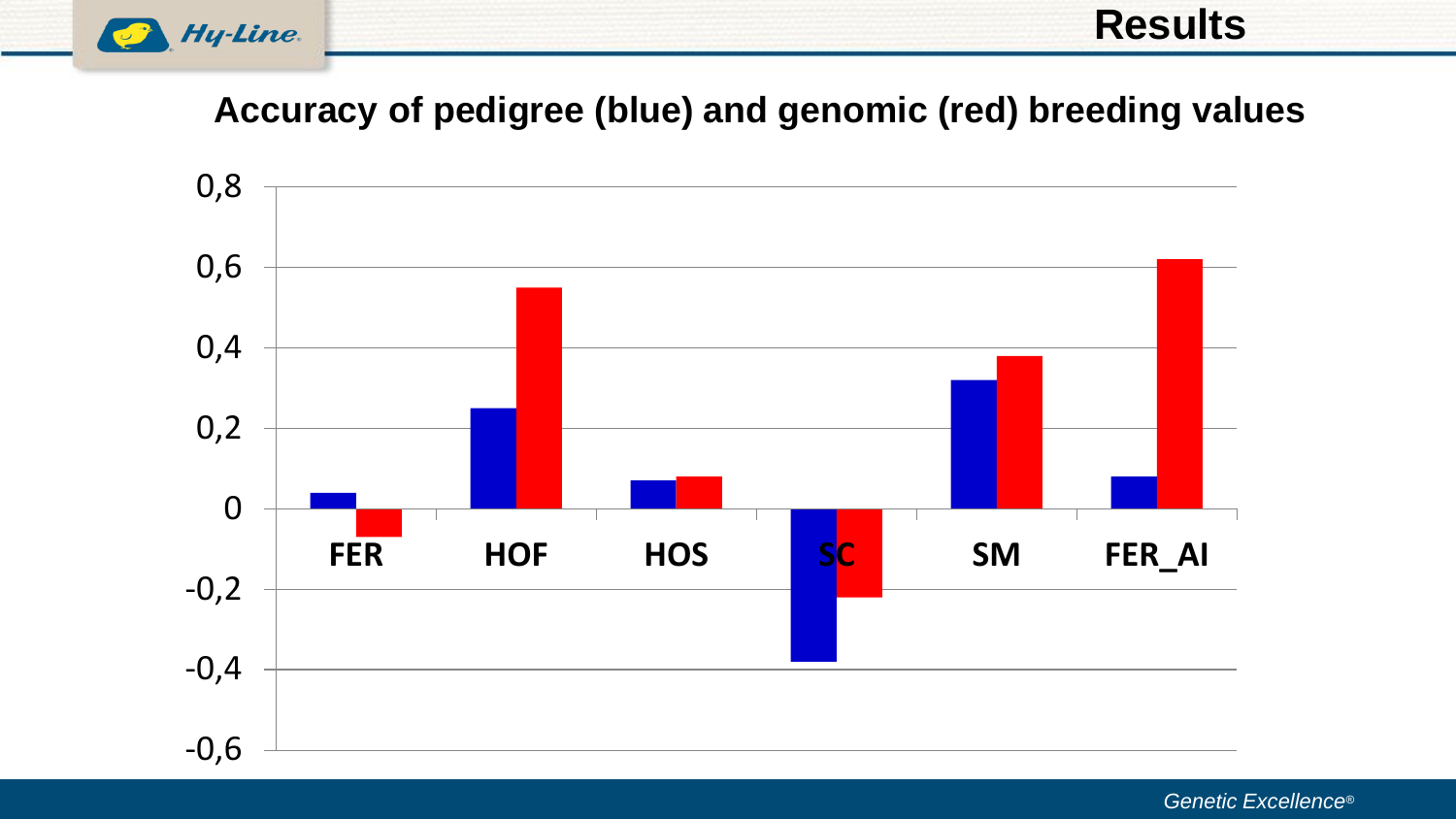# Results

## Accuracy of pedigree (blue) and genomic (red) breeding values

0,8

0,6

0,4

0,2

0

-0,2

-0,4

-0,6

FER HOF HOS SC SM FER_AI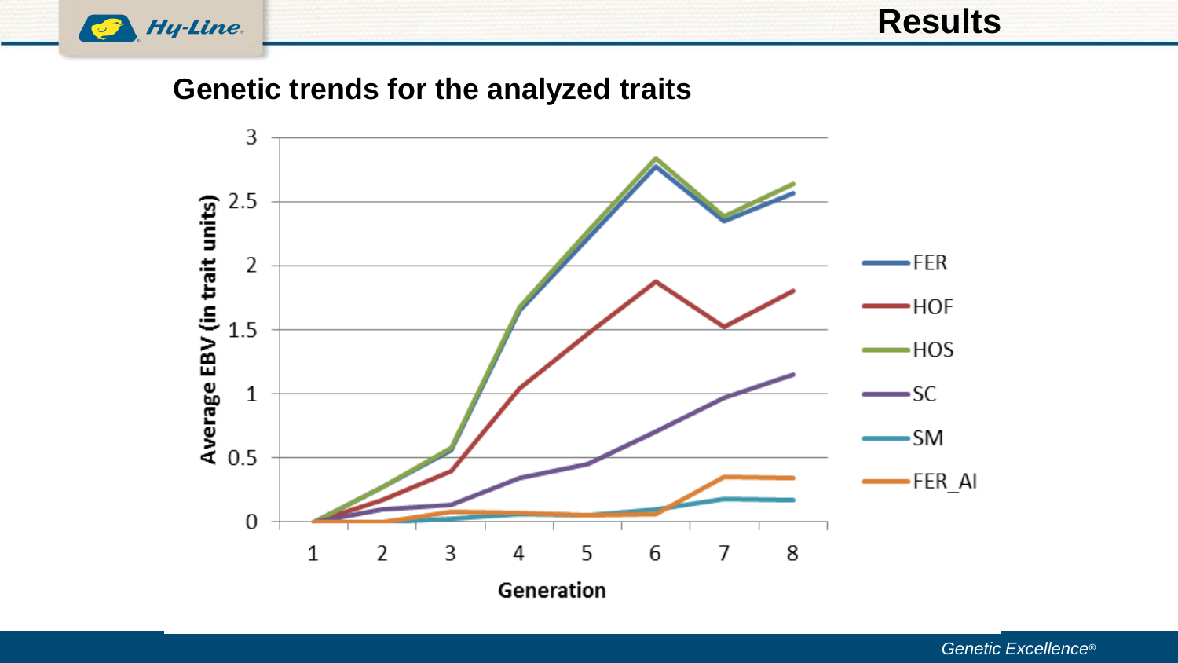# Results

## Genetic trends for the analyzed traits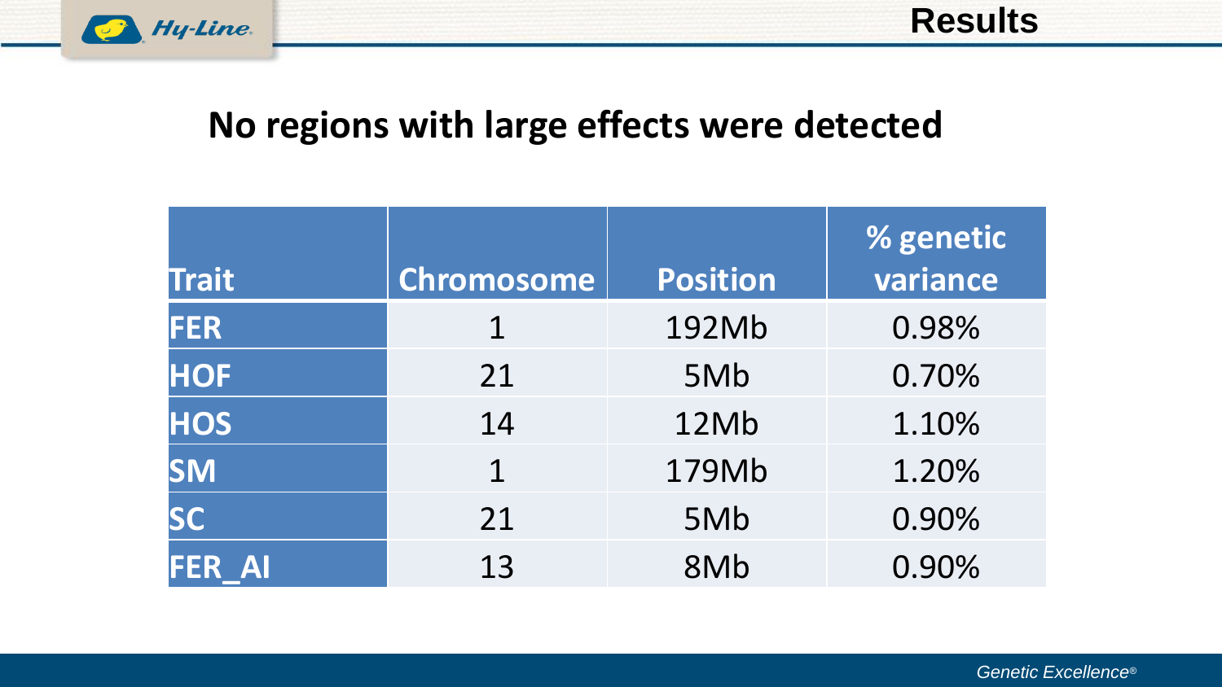## Results

# No regions with large effects were detected

| Trait | Chromosome | Position | % genetic variance |
|---|---|---|---|
| FER | 1 | 192Mb | 0.98% |
| HOF | 21 | 5Mb | 0.70% |
| HOS | 14 | 12Mb | 1.10% |
| SM | 1 | 179Mb | 1.20% |
| SC | 21 | 5Mb | 0.90% |
| FER_AI | 13 | 8Mb | 0.90% |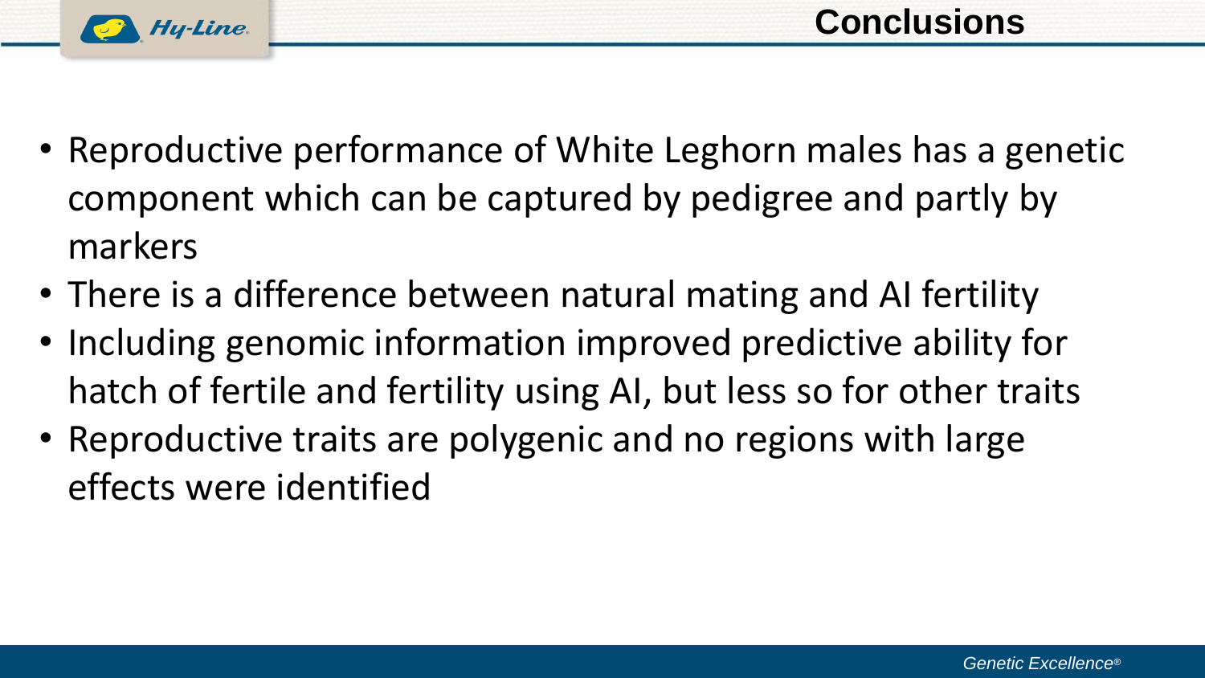# Conclusions

- Reproductive performance of White Leghorn males has a genetic component which can be captured by pedigree and partly by markers
- There is a difference between natural mating and AI fertility
- Including genomic information improved predictive ability for hatch of fertile and fertility using AI, but less so for other traits
- Reproductive traits are polygenic and no regions with large effects were identified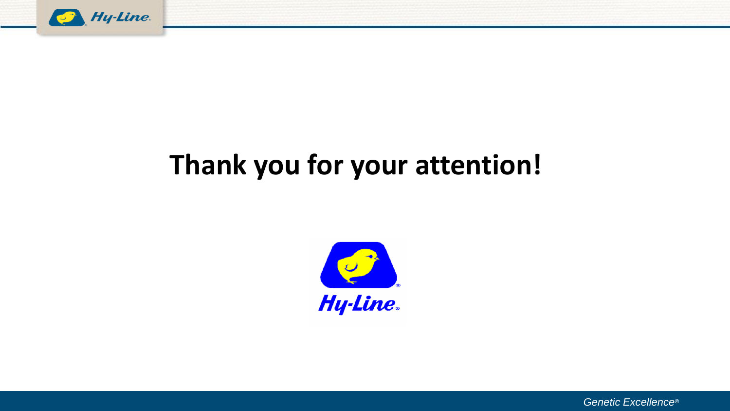# Thank you for your attention!